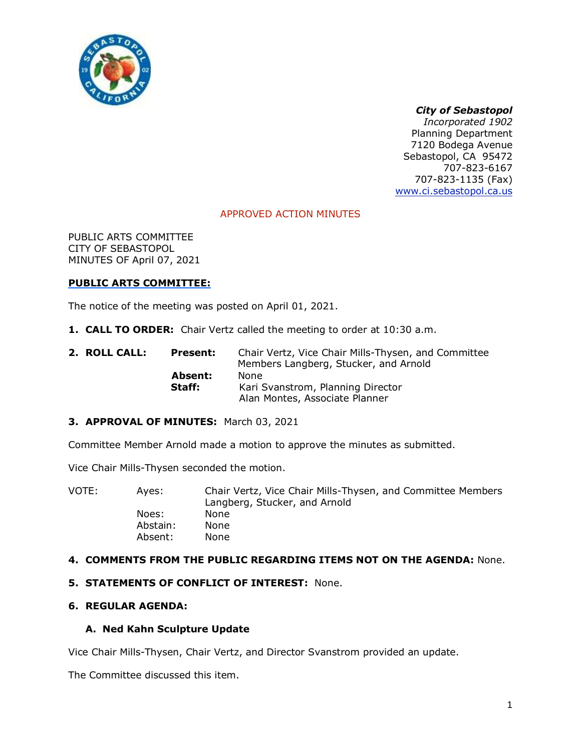***City of Sebastopol***
*Incorporated 1902*
Planning Department
7120 Bodega Avenue
Sebastopol, CA 95472
707-823-6167
707-823-1135 (Fax)
www.ci.sebastopol.ca.us

APPROVED ACTION MINUTES

PUBLIC ARTS COMMITTEE
CITY OF SEBASTOPOL
MINUTES OF April 07, 2021

**PUBLIC ARTS COMMITTEE:**

The notice of the meeting was posted on April 01, 2021.

1. **CALL TO ORDER:** Chair Vertz called the meeting to order at 10:30 a.m.

2. **ROLL CALL:**

| | |
|---|---|
| **Present:** | Chair Vertz, Vice Chair Mills-Thysen, and Committee Members Langberg, Stucker, and Arnold |
| **Absent:** | None |
| **Staff:** | Kari Svanstrom, Planning Director<br>Alan Montes, Associate Planner |

3. **APPROVAL OF MINUTES:** March 03, 2021

Committee Member Arnold made a motion to approve the minutes as submitted.

Vice Chair Mills-Thysen seconded the motion.

| VOTE: | | |
|---|---|---|
| | Ayes: | Chair Vertz, Vice Chair Mills-Thysen, and Committee Members Langberg, Stucker, and Arnold |
| | Noes: | None |
| | Abstain: | None |
| | Absent: | None |

4. **COMMENTS FROM THE PUBLIC REGARDING ITEMS NOT ON THE AGENDA:** None.

5. **STATEMENTS OF CONFLICT OF INTEREST:** None.

6. **REGULAR AGENDA:**

   **A. Ned Kahn Sculpture Update**

Vice Chair Mills-Thysen, Chair Vertz, and Director Svanstrom provided an update.

The Committee discussed this item.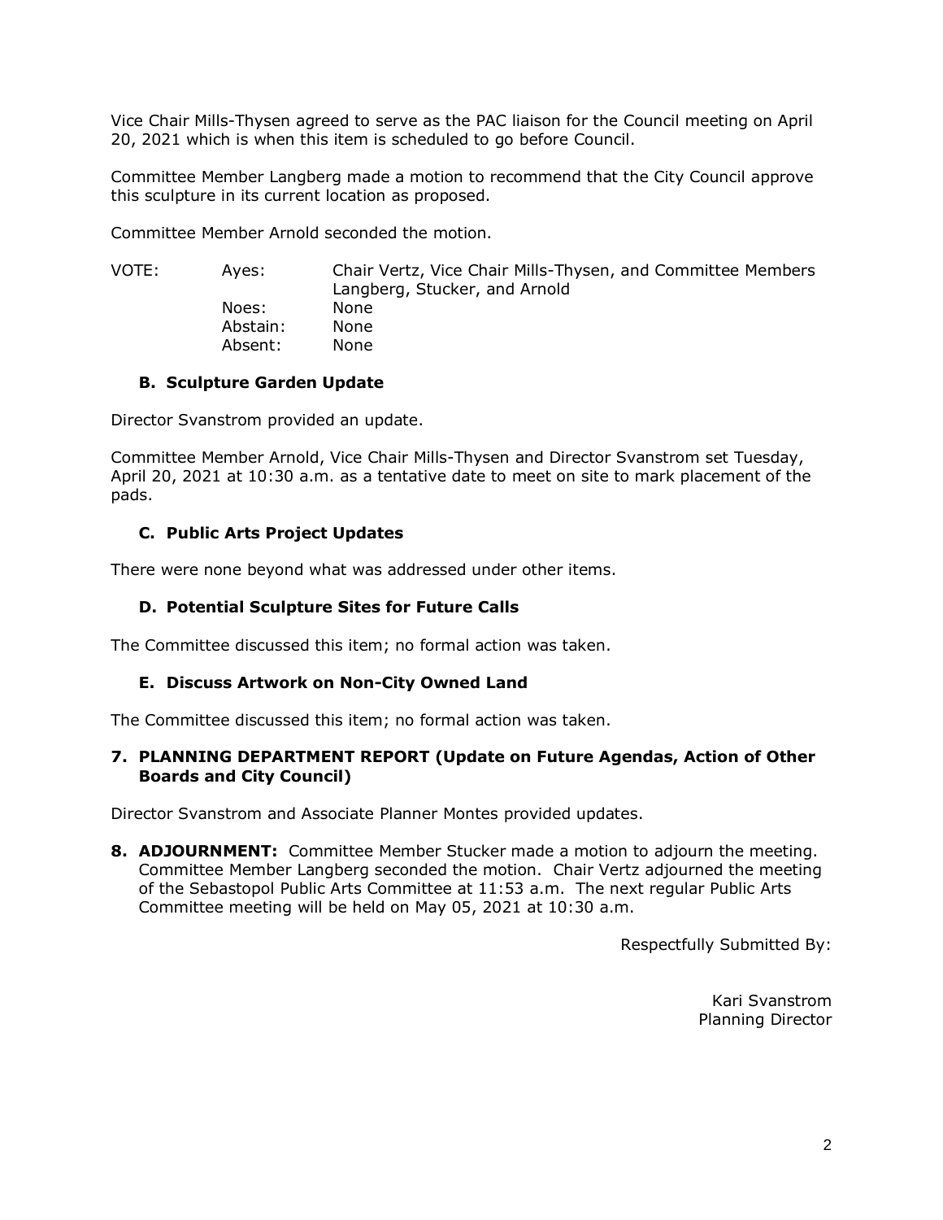Vice Chair Mills-Thysen agreed to serve as the PAC liaison for the Council meeting on April 20, 2021 which is when this item is scheduled to go before Council.

Committee Member Langberg made a motion to recommend that the City Council approve this sculpture in its current location as proposed.

Committee Member Arnold seconded the motion.

| | | |
|---|---|---|
| VOTE: | Ayes: | Chair Vertz, Vice Chair Mills-Thysen, and Committee Members Langberg, Stucker, and Arnold |
| | Noes: | None |
| | Abstain: | None |
| | Absent: | None |

### B. Sculpture Garden Update

Director Svanstrom provided an update.

Committee Member Arnold, Vice Chair Mills-Thysen and Director Svanstrom set Tuesday, April 20, 2021 at 10:30 a.m. as a tentative date to meet on site to mark placement of the pads.

### C. Public Arts Project Updates

There were none beyond what was addressed under other items.

### D. Potential Sculpture Sites for Future Calls

The Committee discussed this item; no formal action was taken.

### E. Discuss Artwork on Non-City Owned Land

The Committee discussed this item; no formal action was taken.

### 7. PLANNING DEPARTMENT REPORT (Update on Future Agendas, Action of Other Boards and City Council)

Director Svanstrom and Associate Planner Montes provided updates.

**8. ADJOURNMENT:** Committee Member Stucker made a motion to adjourn the meeting. Committee Member Langberg seconded the motion. Chair Vertz adjourned the meeting of the Sebastopol Public Arts Committee at 11:53 a.m. The next regular Public Arts Committee meeting will be held on May 05, 2021 at 10:30 a.m.

Respectfully Submitted By:

Kari Svanstrom
Planning Director